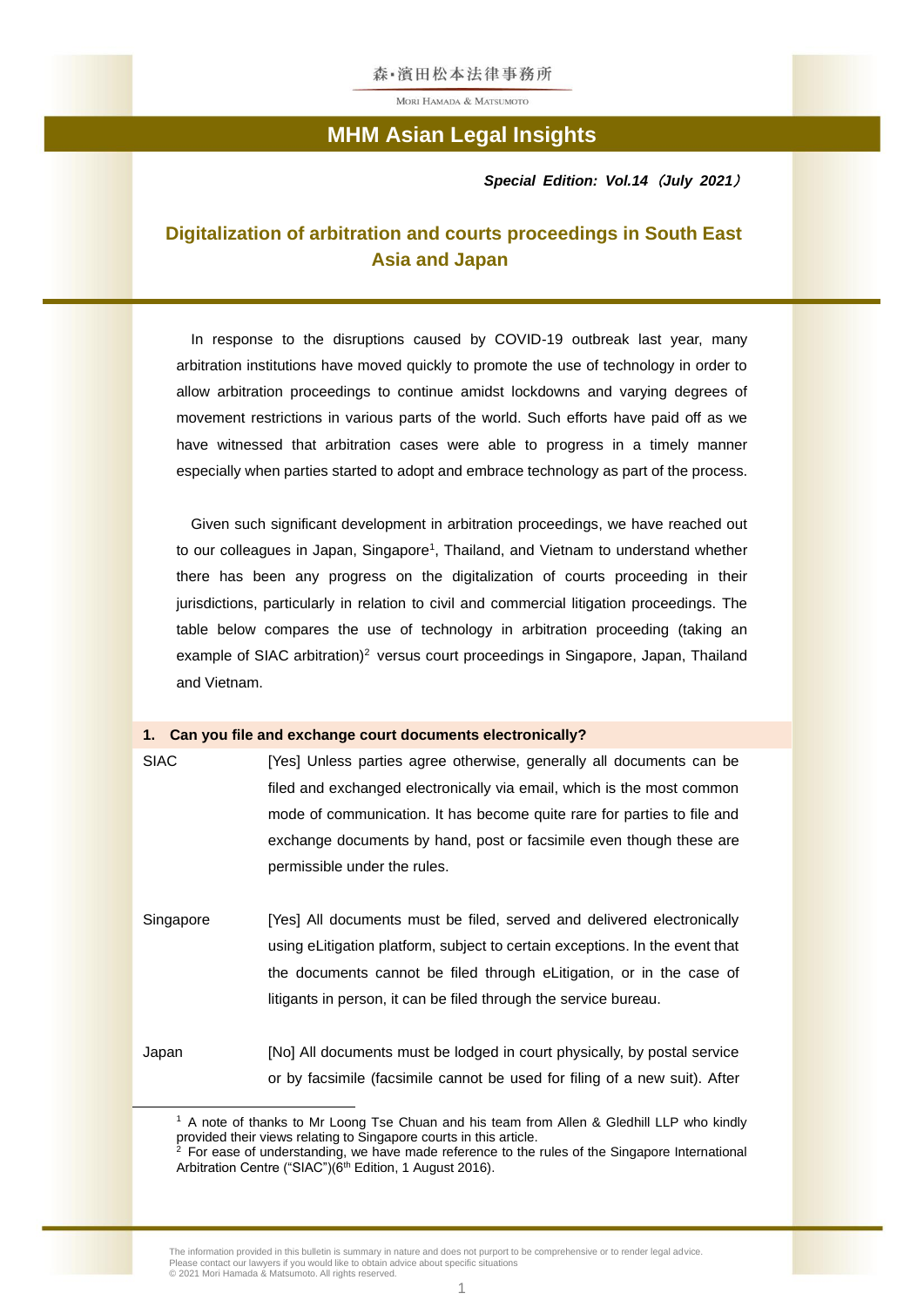森・濱田松本法律事務所

Mori Hamada & Matsumoto

# MHM Asian Legal Insights

***Special Edition: Vol.14（July 2021）***

## Digitalization of arbitration and courts proceedings in South East Asia and Japan

In response to the disruptions caused by COVID-19 outbreak last year, many arbitration institutions have moved quickly to promote the use of technology in order to allow arbitration proceedings to continue amidst lockdowns and varying degrees of movement restrictions in various parts of the world. Such efforts have paid off as we have witnessed that arbitration cases were able to progress in a timely manner especially when parties started to adopt and embrace technology as part of the process.

Given such significant development in arbitration proceedings, we have reached out to our colleagues in Japan, Singapore[1], Thailand, and Vietnam to understand whether there has been any progress on the digitalization of courts proceeding in their jurisdictions, particularly in relation to civil and commercial litigation proceedings. The table below compares the use of technology in arbitration proceeding (taking an example of SIAC arbitration)[2] versus court proceedings in Singapore, Japan, Thailand and Vietnam.

| **1. Can you file and exchange court documents electronically?** | |
|---|---|
| SIAC | [Yes] Unless parties agree otherwise, generally all documents can be filed and exchanged electronically via email, which is the most common mode of communication. It has become quite rare for parties to file and exchange documents by hand, post or facsimile even though these are permissible under the rules. |
| Singapore | [Yes] All documents must be filed, served and delivered electronically using eLitigation platform, subject to certain exceptions. In the event that the documents cannot be filed through eLitigation, or in the case of litigants in person, it can be filed through the service bureau. |
| Japan | [No] All documents must be lodged in court physically, by postal service or by facsimile (facsimile cannot be used for filing of a new suit). After |

[1] A note of thanks to Mr Loong Tse Chuan and his team from Allen & Gledhill LLP who kindly provided their views relating to Singapore courts in this article.

[2] For ease of understanding, we have made reference to the rules of the Singapore International Arbitration Centre (“SIAC”)(6th Edition, 1 August 2016).

The information provided in this bulletin is summary in nature and does not purport to be comprehensive or to render legal advice. Please contact our lawyers if you would like to obtain advice about specific situations
© 2021 Mori Hamada & Matsumoto. All rights reserved.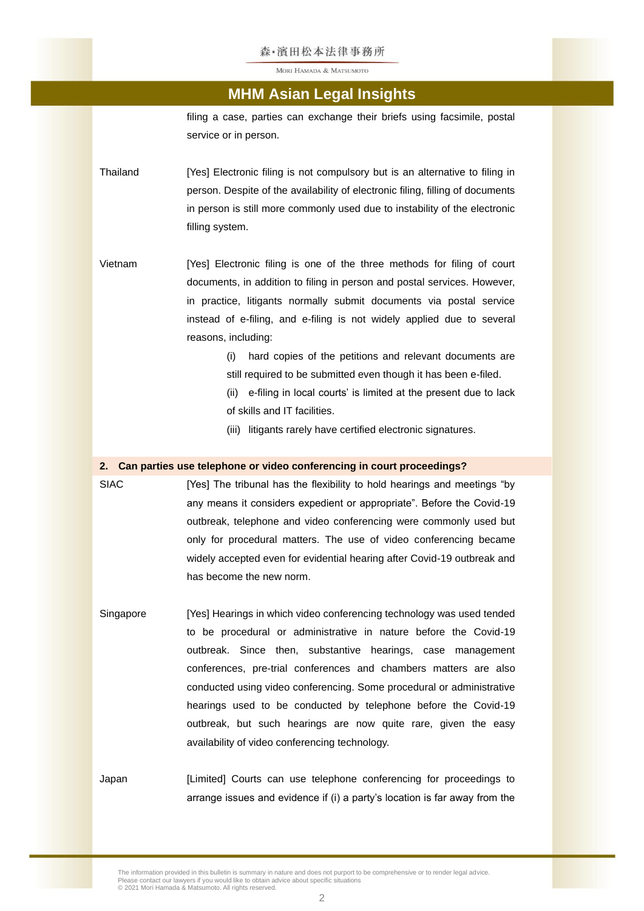filing a case, parties can exchange their briefs using facsimile, postal service or in person.

Thailand

[Yes] Electronic filing is not compulsory but is an alternative to filing in person. Despite of the availability of electronic filing, filling of documents in person is still more commonly used due to instability of the electronic filling system.

Vietnam

[Yes] Electronic filing is one of the three methods for filing of court documents, in addition to filing in person and postal services. However, in practice, litigants normally submit documents via postal service instead of e-filing, and e-filing is not widely applied due to several reasons, including:

(i) hard copies of the petitions and relevant documents are still required to be submitted even though it has been e-filed.

(ii) e-filing in local courts' is limited at the present due to lack of skills and IT facilities.

(iii) litigants rarely have certified electronic signatures.

**2. Can parties use telephone or video conferencing in court proceedings?**

SIAC

[Yes] The tribunal has the flexibility to hold hearings and meetings "by any means it considers expedient or appropriate". Before the Covid-19 outbreak, telephone and video conferencing were commonly used but only for procedural matters. The use of video conferencing became widely accepted even for evidential hearing after Covid-19 outbreak and has become the new norm.

Singapore

[Yes] Hearings in which video conferencing technology was used tended to be procedural or administrative in nature before the Covid-19 outbreak. Since then, substantive hearings, case management conferences, pre-trial conferences and chambers matters are also conducted using video conferencing. Some procedural or administrative hearings used to be conducted by telephone before the Covid-19 outbreak, but such hearings are now quite rare, given the easy availability of video conferencing technology.

Japan

[Limited] Courts can use telephone conferencing for proceedings to arrange issues and evidence if (i) a party's location is far away from the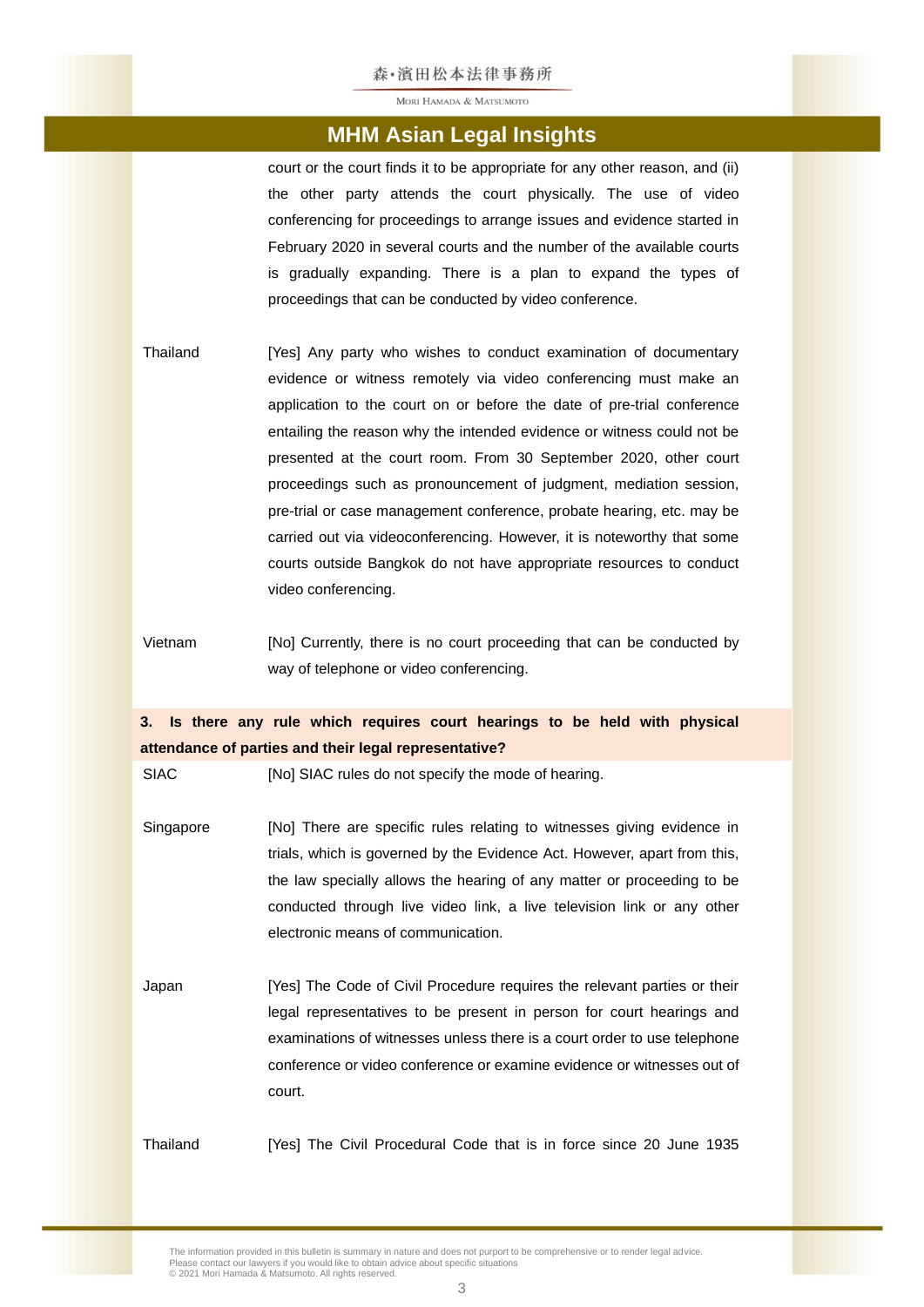court or the court finds it to be appropriate for any other reason, and (ii) the other party attends the court physically. The use of video conferencing for proceedings to arrange issues and evidence started in February 2020 in several courts and the number of the available courts is gradually expanding. There is a plan to expand the types of proceedings that can be conducted by video conference.

| | |
|---|---|
| Thailand | [Yes] Any party who wishes to conduct examination of documentary evidence or witness remotely via video conferencing must make an application to the court on or before the date of pre-trial conference entailing the reason why the intended evidence or witness could not be presented at the court room. From 30 September 2020, other court proceedings such as pronouncement of judgment, mediation session, pre-trial or case management conference, probate hearing, etc. may be carried out via videoconferencing. However, it is noteworthy that some courts outside Bangkok do not have appropriate resources to conduct video conferencing. |
| Vietnam | [No] Currently, there is no court proceeding that can be conducted by way of telephone or video conferencing. |

**3. Is there any rule which requires court hearings to be held with physical attendance of parties and their legal representative?**

| | |
|---|---|
| SIAC | [No] SIAC rules do not specify the mode of hearing. |
| Singapore | [No] There are specific rules relating to witnesses giving evidence in trials, which is governed by the Evidence Act. However, apart from this, the law specially allows the hearing of any matter or proceeding to be conducted through live video link, a live television link or any other electronic means of communication. |
| Japan | [Yes] The Code of Civil Procedure requires the relevant parties or their legal representatives to be present in person for court hearings and examinations of witnesses unless there is a court order to use telephone conference or video conference or examine evidence or witnesses out of court. |
| Thailand | [Yes] The Civil Procedural Code that is in force since 20 June 1935 |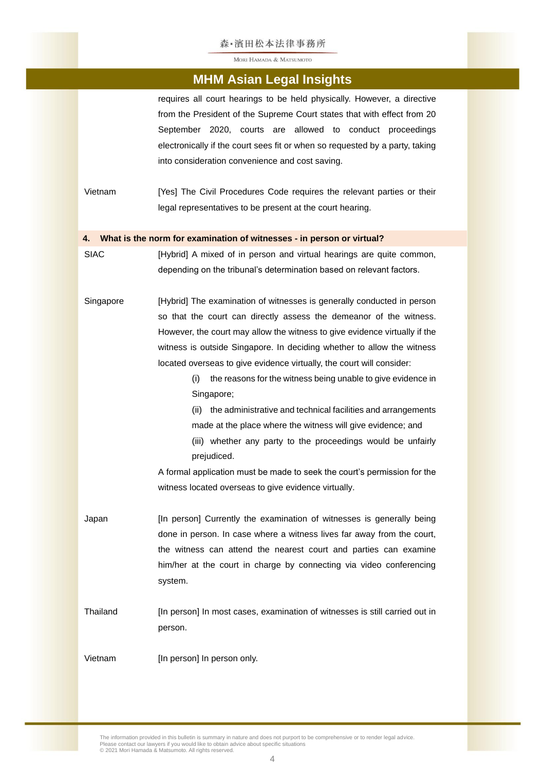| | |
|---|---|
| | requires all court hearings to be held physically. However, a directive from the President of the Supreme Court states that with effect from 20 September 2020, courts are allowed to conduct proceedings electronically if the court sees fit or when so requested by a party, taking into consideration convenience and cost saving. |
| Vietnam | [Yes] The Civil Procedures Code requires the relevant parties or their legal representatives to be present at the court hearing. |

**4. What is the norm for examination of witnesses - in person or virtual?**

| | |
|---|---|
| SIAC | [Hybrid] A mixed of in person and virtual hearings are quite common, depending on the tribunal's determination based on relevant factors. |
| Singapore | [Hybrid] The examination of witnesses is generally conducted in person so that the court can directly assess the demeanor of the witness. However, the court may allow the witness to give evidence virtually if the witness is outside Singapore. In deciding whether to allow the witness located overseas to give evidence virtually, the court will consider:<br>(i) the reasons for the witness being unable to give evidence in Singapore;<br>(ii) the administrative and technical facilities and arrangements made at the place where the witness will give evidence; and<br>(iii) whether any party to the proceedings would be unfairly prejudiced.<br>A formal application must be made to seek the court's permission for the witness located overseas to give evidence virtually. |
| Japan | [In person] Currently the examination of witnesses is generally being done in person. In case where a witness lives far away from the court, the witness can attend the nearest court and parties can examine him/her at the court in charge by connecting via video conferencing system. |
| Thailand | [In person] In most cases, examination of witnesses is still carried out in person. |
| Vietnam | [In person] In person only. |

The information provided in this bulletin is summary in nature and does not purport to be comprehensive or to render legal advice.
Please contact our lawyers if you would like to obtain advice about specific situations
© 2021 Mori Hamada & Matsumoto. All rights reserved.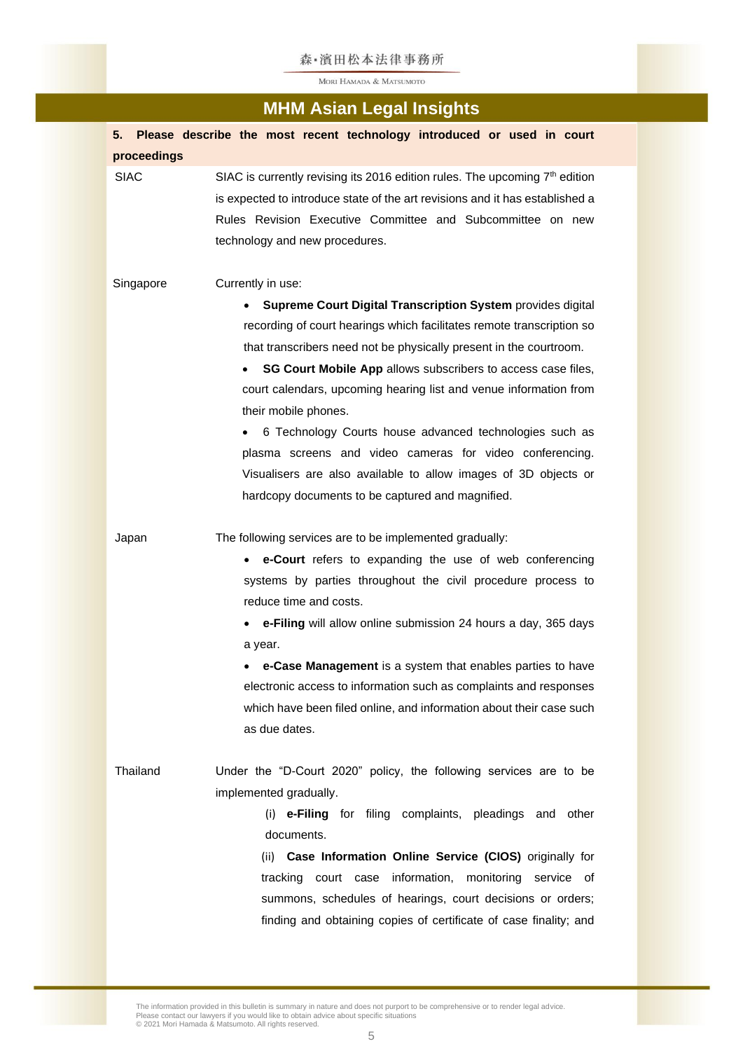**5. Please describe the most recent technology introduced or used in court proceedings**

| | |
|---|---|
| SIAC | SIAC is currently revising its 2016 edition rules. The upcoming 7th edition is expected to introduce state of the art revisions and it has established a Rules Revision Executive Committee and Subcommittee on new technology and new procedures. |
| Singapore | Currently in use:<br>• **Supreme Court Digital Transcription System** provides digital recording of court hearings which facilitates remote transcription so that transcribers need not be physically present in the courtroom.<br>• **SG Court Mobile App** allows subscribers to access case files, court calendars, upcoming hearing list and venue information from their mobile phones.<br>• 6 Technology Courts house advanced technologies such as plasma screens and video cameras for video conferencing. Visualisers are also available to allow images of 3D objects or hardcopy documents to be captured and magnified. |
| Japan | The following services are to be implemented gradually:<br>• **e-Court** refers to expanding the use of web conferencing systems by parties throughout the civil procedure process to reduce time and costs.<br>• **e-Filing** will allow online submission 24 hours a day, 365 days a year.<br>• **e-Case Management** is a system that enables parties to have electronic access to information such as complaints and responses which have been filed online, and information about their case such as due dates. |
| Thailand | Under the "D-Court 2020" policy, the following services are to be implemented gradually.<br>(i) **e-Filing** for filing complaints, pleadings and other documents.<br>(ii) **Case Information Online Service (CIOS)** originally for tracking court case information, monitoring service of summons, schedules of hearings, court decisions or orders; finding and obtaining copies of certificate of case finality; and |

The information provided in this bulletin is summary in nature and does not purport to be comprehensive or to render legal advice. Please contact our lawyers if you would like to obtain advice about specific situations
© 2021 Mori Hamada & Matsumoto. All rights reserved.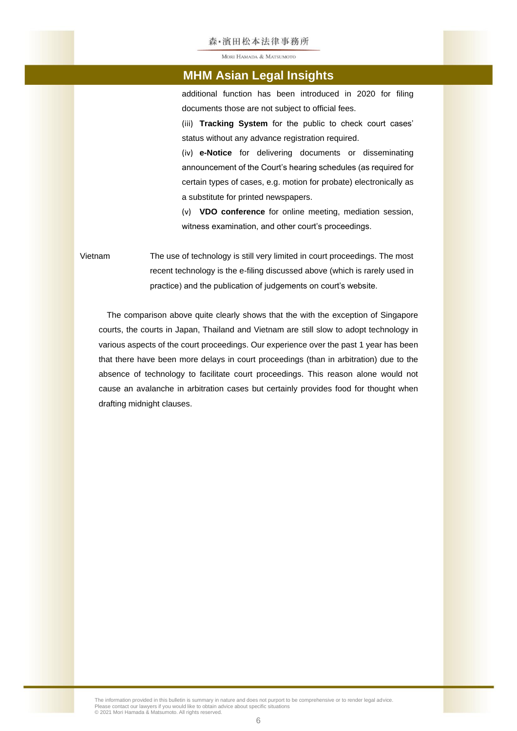additional function has been introduced in 2020 for filing documents those are not subject to official fees.

(iii) **Tracking System** for the public to check court cases' status without any advance registration required.

(iv) **e-Notice** for delivering documents or disseminating announcement of the Court's hearing schedules (as required for certain types of cases, e.g. motion for probate) electronically as a substitute for printed newspapers.

(v) **VDO conference** for online meeting, mediation session, witness examination, and other court's proceedings.

| | |
|---|---|
| Vietnam | The use of technology is still very limited in court proceedings. The most recent technology is the e-filing discussed above (which is rarely used in practice) and the publication of judgements on court's website. |

The comparison above quite clearly shows that the with the exception of Singapore courts, the courts in Japan, Thailand and Vietnam are still slow to adopt technology in various aspects of the court proceedings. Our experience over the past 1 year has been that there have been more delays in court proceedings (than in arbitration) due to the absence of technology to facilitate court proceedings. This reason alone would not cause an avalanche in arbitration cases but certainly provides food for thought when drafting midnight clauses.

The information provided in this bulletin is summary in nature and does not purport to be comprehensive or to render legal advice.
Please contact our lawyers if you would like to obtain advice about specific situations
© 2021 Mori Hamada & Matsumoto. All rights reserved.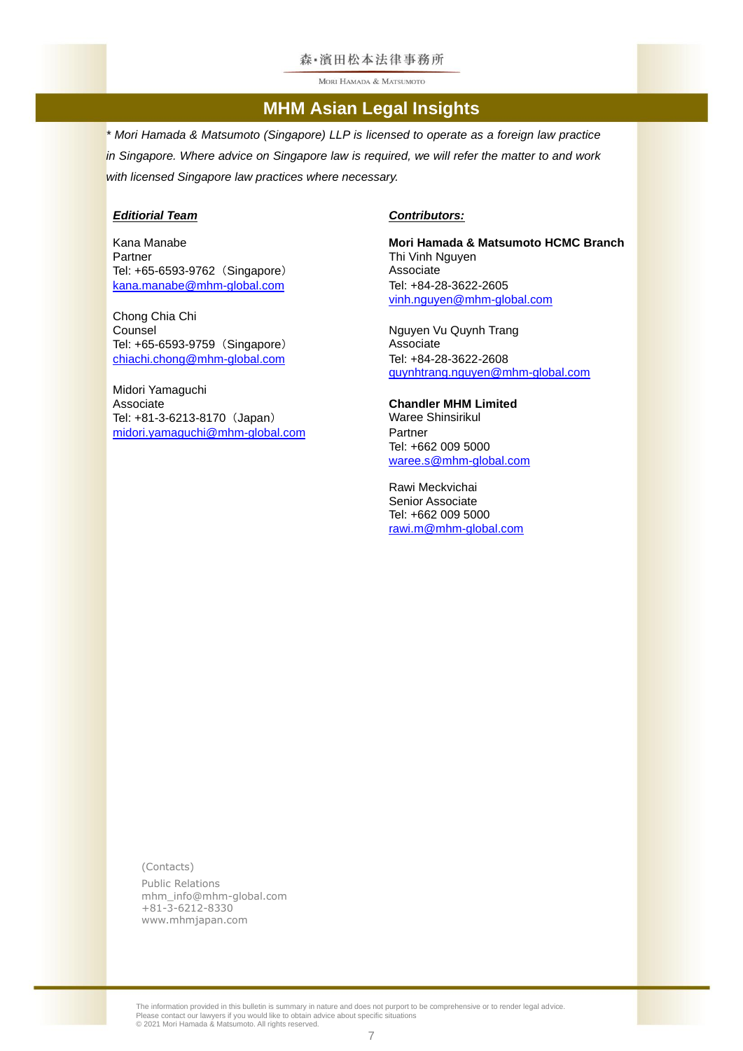*\* Mori Hamada & Matsumoto (Singapore) LLP is licensed to operate as a foreign law practice in Singapore. Where advice on Singapore law is required, we will refer the matter to and work with licensed Singapore law practices where necessary.*

***Editiorial Team***

Kana Manabe
Partner
Tel: +65-6593-9762（Singapore）
kana.manabe@mhm-global.com

Chong Chia Chi
Counsel
Tel: +65-6593-9759（Singapore）
chiachi.chong@mhm-global.com

Midori Yamaguchi
Associate
Tel: +81-3-6213-8170（Japan）
midori.yamaguchi@mhm-global.com

***Contributors:***

**Mori Hamada & Matsumoto HCMC Branch**
Thi Vinh Nguyen
Associate
Tel: +84-28-3622-2605
vinh.nguyen@mhm-global.com

Nguyen Vu Quynh Trang
Associate
Tel: +84-28-3622-2608
quynhtrang.nguyen@mhm-global.com

**Chandler MHM Limited**
Waree Shinsirikul
Partner
Tel: +662 009 5000
waree.s@mhm-global.com

Rawi Meckvichai
Senior Associate
Tel: +662 009 5000
rawi.m@mhm-global.com

(Contacts)
Public Relations
mhm_info@mhm-global.com
+81-3-6212-8330
www.mhmjapan.com

The information provided in this bulletin is summary in nature and does not purport to be comprehensive or to render legal advice. Please contact our lawyers if you would like to obtain advice about specific situations
© 2021 Mori Hamada & Matsumoto. All rights reserved.